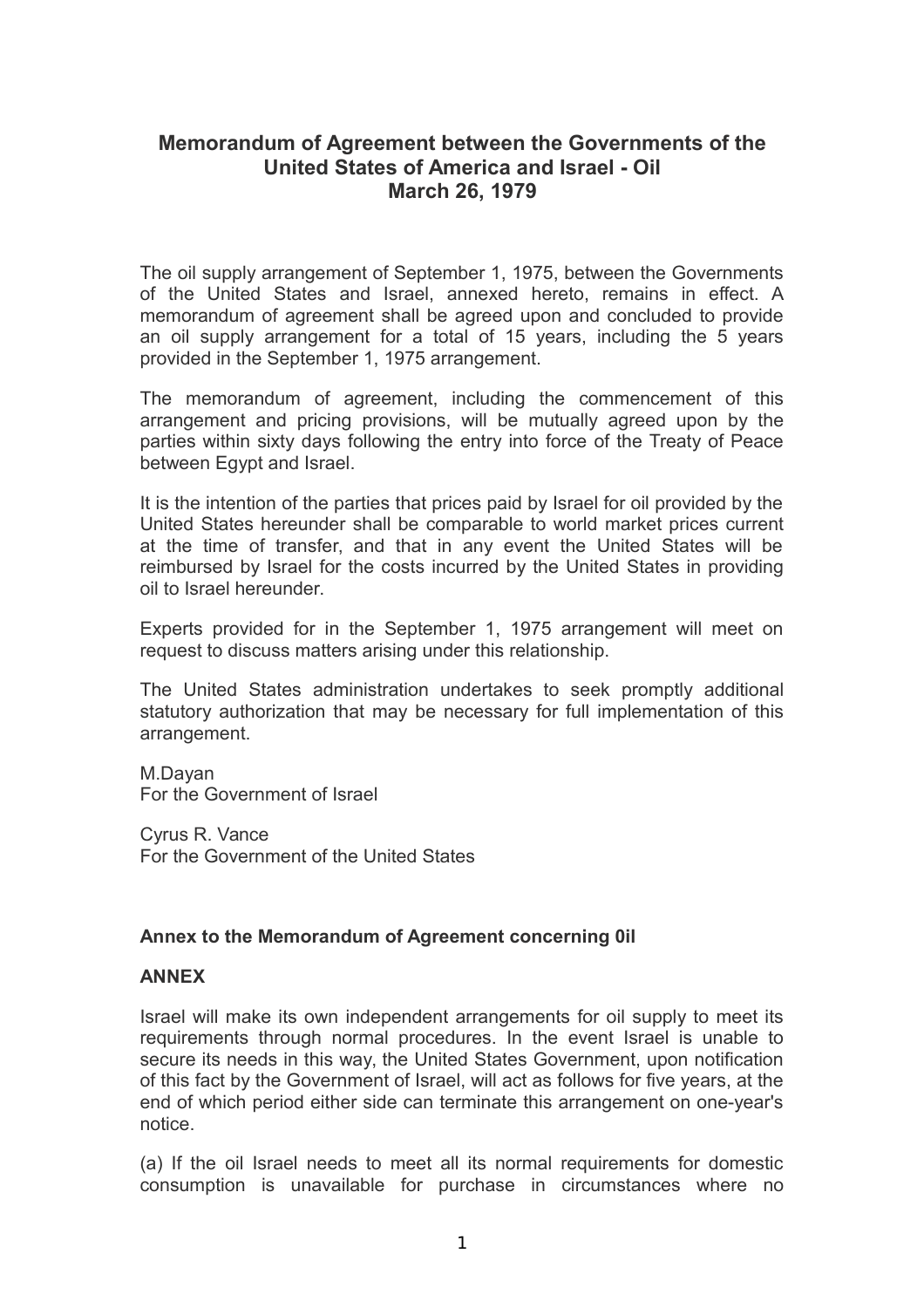# Memorandum of Agreement between the Governments of the United States of America and Israel - Oil
## March 26, 1979

The oil supply arrangement of September 1, 1975, between the Governments of the United States and Israel, annexed hereto, remains in effect. A memorandum of agreement shall be agreed upon and concluded to provide an oil supply arrangement for a total of 15 years, including the 5 years provided in the September 1, 1975 arrangement.

The memorandum of agreement, including the commencement of this arrangement and pricing provisions, will be mutually agreed upon by the parties within sixty days following the entry into force of the Treaty of Peace between Egypt and Israel.

It is the intention of the parties that prices paid by Israel for oil provided by the United States hereunder shall be comparable to world market prices current at the time of transfer, and that in any event the United States will be reimbursed by Israel for the costs incurred by the United States in providing oil to Israel hereunder.

Experts provided for in the September 1, 1975 arrangement will meet on request to discuss matters arising under this relationship.

The United States administration undertakes to seek promptly additional statutory authorization that may be necessary for full implementation of this arrangement.

M.Dayan
For the Government of Israel

Cyrus R. Vance
For the Government of the United States

**Annex to the Memorandum of Agreement concerning 0il**

**ANNEX**

Israel will make its own independent arrangements for oil supply to meet its requirements through normal procedures. In the event Israel is unable to secure its needs in this way, the United States Government, upon notification of this fact by the Government of Israel, will act as follows for five years, at the end of which period either side can terminate this arrangement on one-year's notice.

(a) If the oil Israel needs to meet all its normal requirements for domestic consumption is unavailable for purchase in circumstances where no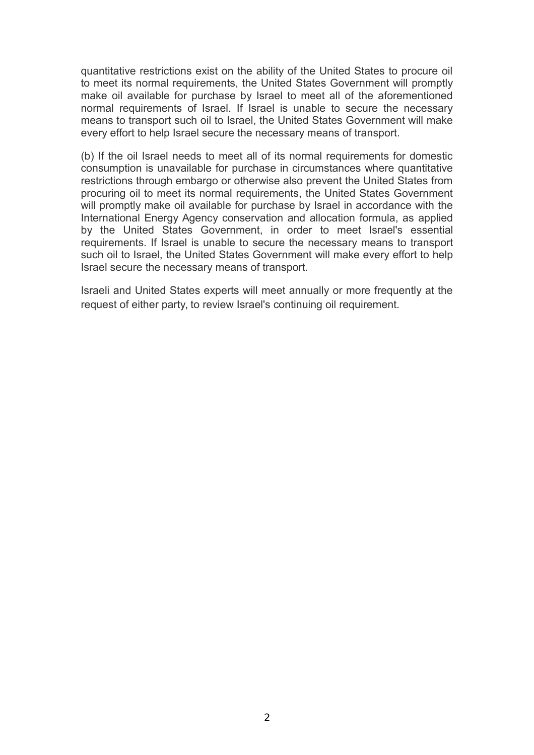quantitative restrictions exist on the ability of the United States to procure oil to meet its normal requirements, the United States Government will promptly make oil available for purchase by Israel to meet all of the aforementioned normal requirements of Israel. If Israel is unable to secure the necessary means to transport such oil to Israel, the United States Government will make every effort to help Israel secure the necessary means of transport.

(b) If the oil Israel needs to meet all of its normal requirements for domestic consumption is unavailable for purchase in circumstances where quantitative restrictions through embargo or otherwise also prevent the United States from procuring oil to meet its normal requirements, the United States Government will promptly make oil available for purchase by Israel in accordance with the International Energy Agency conservation and allocation formula, as applied by the United States Government, in order to meet Israel's essential requirements. If Israel is unable to secure the necessary means to transport such oil to Israel, the United States Government will make every effort to help Israel secure the necessary means of transport.

Israeli and United States experts will meet annually or more frequently at the request of either party, to review Israel's continuing oil requirement.